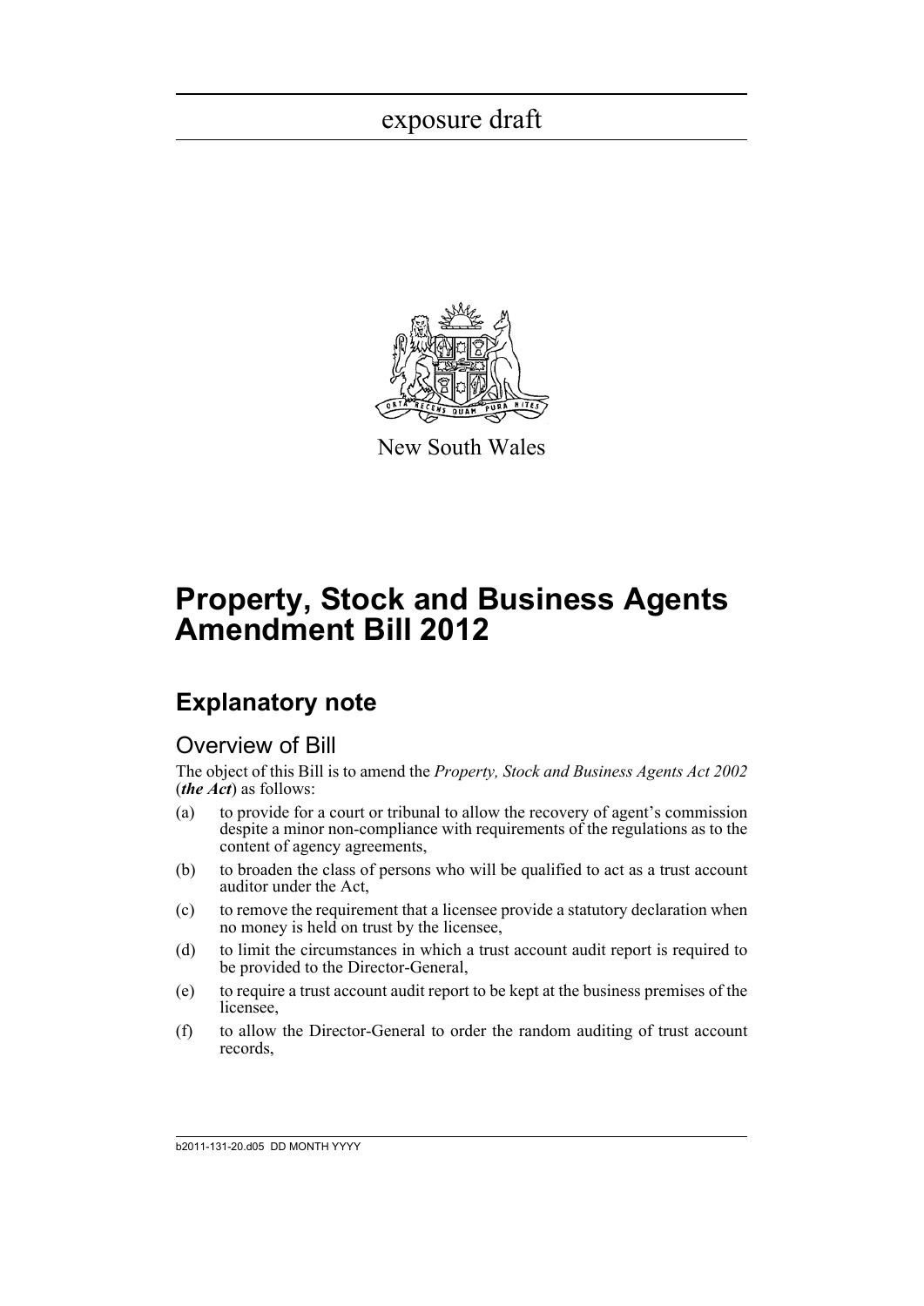exposure draft

New South Wales

# Property, Stock and Business Agents Amendment Bill 2012

## Explanatory note

### Overview of Bill

The object of this Bill is to amend the *Property, Stock and Business Agents Act 2002* (***the Act***) as follows:

(a) to provide for a court or tribunal to allow the recovery of agent's commission despite a minor non-compliance with requirements of the regulations as to the content of agency agreements,

(b) to broaden the class of persons who will be qualified to act as a trust account auditor under the Act,

(c) to remove the requirement that a licensee provide a statutory declaration when no money is held on trust by the licensee,

(d) to limit the circumstances in which a trust account audit report is required to be provided to the Director-General,

(e) to require a trust account audit report to be kept at the business premises of the licensee,

(f) to allow the Director-General to order the random auditing of trust account records,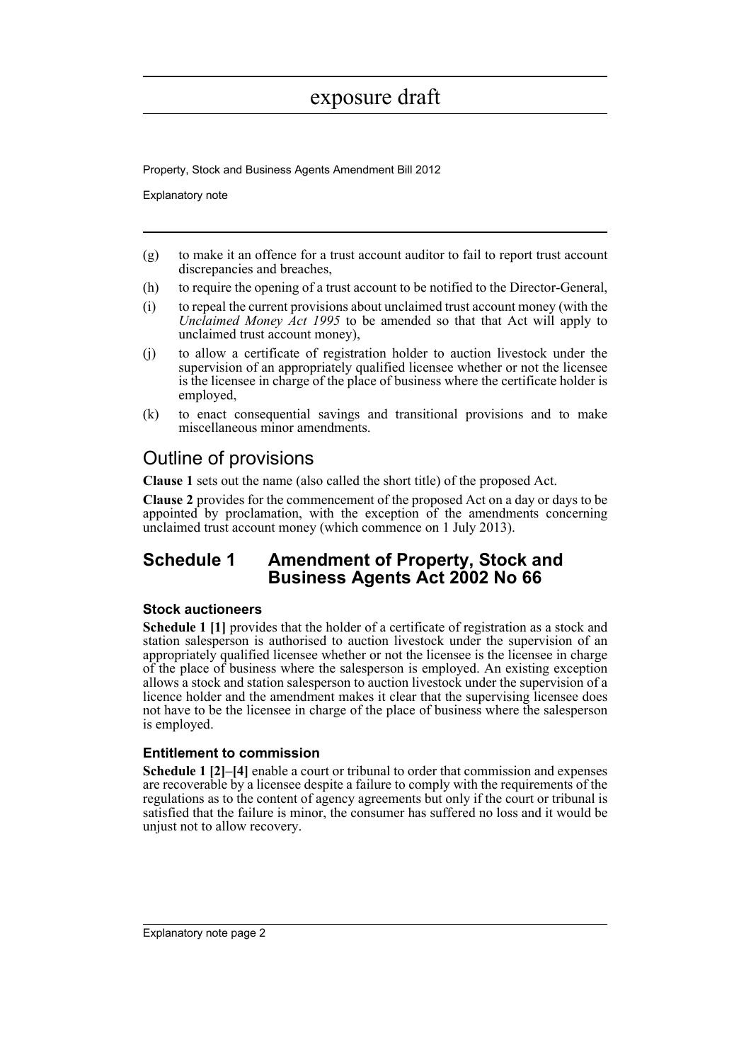- (g) to make it an offence for a trust account auditor to fail to report trust account discrepancies and breaches,
- (h) to require the opening of a trust account to be notified to the Director-General,
- (i) to repeal the current provisions about unclaimed trust account money (with the *Unclaimed Money Act 1995* to be amended so that that Act will apply to unclaimed trust account money),
- (j) to allow a certificate of registration holder to auction livestock under the supervision of an appropriately qualified licensee whether or not the licensee is the licensee in charge of the place of business where the certificate holder is employed,
- (k) to enact consequential savings and transitional provisions and to make miscellaneous minor amendments.

## Outline of provisions

**Clause 1** sets out the name (also called the short title) of the proposed Act.

**Clause 2** provides for the commencement of the proposed Act on a day or days to be appointed by proclamation, with the exception of the amendments concerning unclaimed trust account money (which commence on 1 July 2013).

## Schedule 1 Amendment of Property, Stock and Business Agents Act 2002 No 66

### Stock auctioneers

**Schedule 1 [1]** provides that the holder of a certificate of registration as a stock and station salesperson is authorised to auction livestock under the supervision of an appropriately qualified licensee whether or not the licensee is the licensee in charge of the place of business where the salesperson is employed. An existing exception allows a stock and station salesperson to auction livestock under the supervision of a licence holder and the amendment makes it clear that the supervising licensee does not have to be the licensee in charge of the place of business where the salesperson is employed.

### Entitlement to commission

**Schedule 1 [2]–[4]** enable a court or tribunal to order that commission and expenses are recoverable by a licensee despite a failure to comply with the requirements of the regulations as to the content of agency agreements but only if the court or tribunal is satisfied that the failure is minor, the consumer has suffered no loss and it would be unjust not to allow recovery.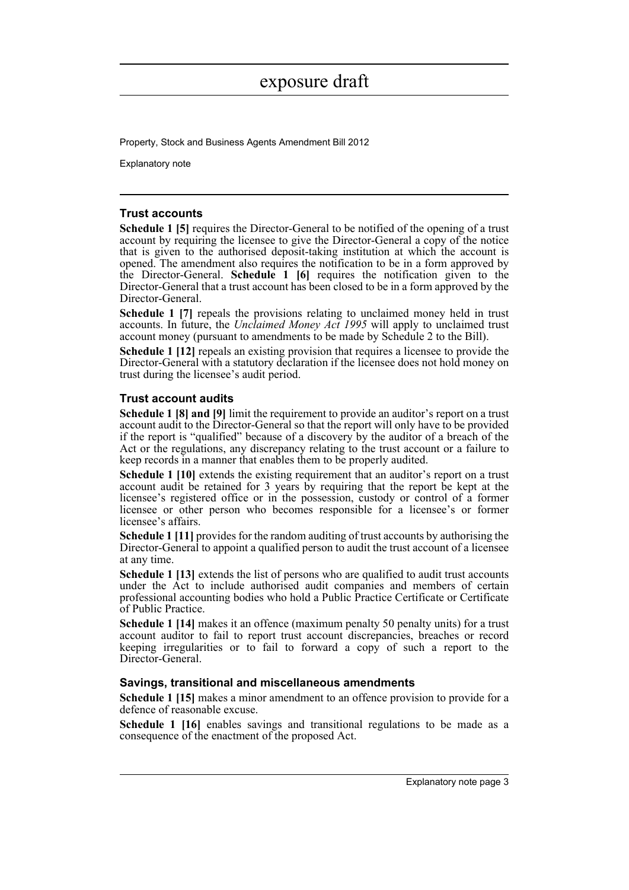### Trust accounts

**Schedule 1 [5]** requires the Director-General to be notified of the opening of a trust account by requiring the licensee to give the Director-General a copy of the notice that is given to the authorised deposit-taking institution at which the account is opened. The amendment also requires the notification to be in a form approved by the Director-General. **Schedule 1 [6]** requires the notification given to the Director-General that a trust account has been closed to be in a form approved by the Director-General.

**Schedule 1 [7]** repeals the provisions relating to unclaimed money held in trust accounts. In future, the *Unclaimed Money Act 1995* will apply to unclaimed trust account money (pursuant to amendments to be made by Schedule 2 to the Bill).

**Schedule 1 [12]** repeals an existing provision that requires a licensee to provide the Director-General with a statutory declaration if the licensee does not hold money on trust during the licensee's audit period.

### Trust account audits

**Schedule 1 [8] and [9]** limit the requirement to provide an auditor's report on a trust account audit to the Director-General so that the report will only have to be provided if the report is "qualified" because of a discovery by the auditor of a breach of the Act or the regulations, any discrepancy relating to the trust account or a failure to keep records in a manner that enables them to be properly audited.

**Schedule 1 [10]** extends the existing requirement that an auditor's report on a trust account audit be retained for 3 years by requiring that the report be kept at the licensee's registered office or in the possession, custody or control of a former licensee or other person who becomes responsible for a licensee's or former licensee's affairs.

**Schedule 1 [11]** provides for the random auditing of trust accounts by authorising the Director-General to appoint a qualified person to audit the trust account of a licensee at any time.

**Schedule 1 [13]** extends the list of persons who are qualified to audit trust accounts under the Act to include authorised audit companies and members of certain professional accounting bodies who hold a Public Practice Certificate or Certificate of Public Practice.

**Schedule 1 [14]** makes it an offence (maximum penalty 50 penalty units) for a trust account auditor to fail to report trust account discrepancies, breaches or record keeping irregularities or to fail to forward a copy of such a report to the Director-General.

### Savings, transitional and miscellaneous amendments

**Schedule 1 [15]** makes a minor amendment to an offence provision to provide for a defence of reasonable excuse.

**Schedule 1 [16]** enables savings and transitional regulations to be made as a consequence of the enactment of the proposed Act.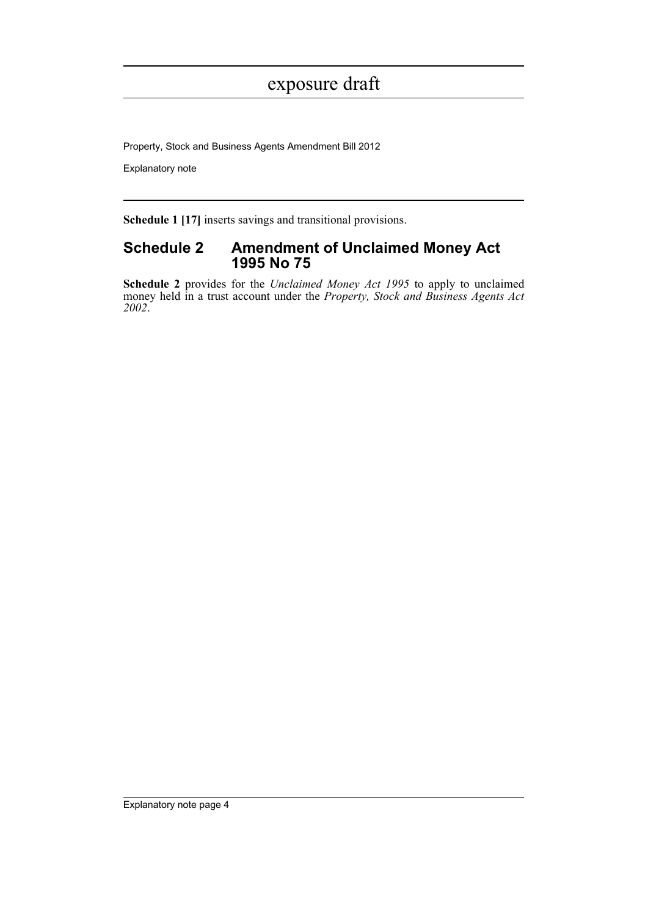**Schedule 1 [17]** inserts savings and transitional provisions.

## Schedule 2 Amendment of Unclaimed Money Act 1995 No 75

**Schedule 2** provides for the *Unclaimed Money Act 1995* to apply to unclaimed money held in a trust account under the *Property, Stock and Business Agents Act 2002*.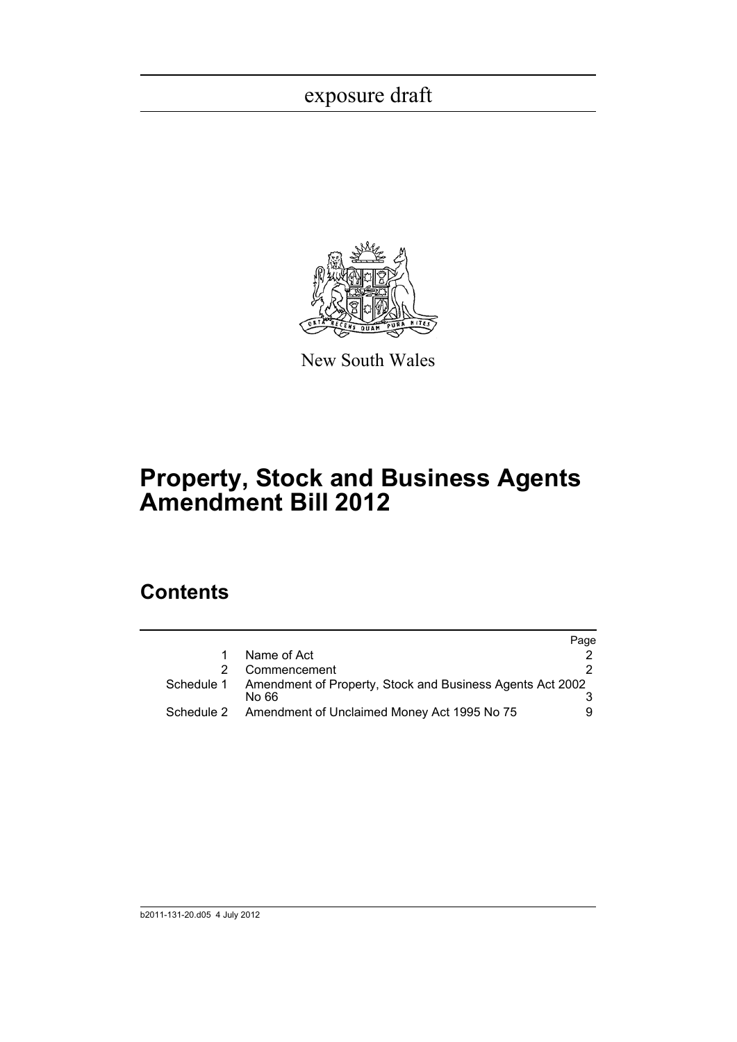exposure draft

New South Wales

# Property, Stock and Business Agents Amendment Bill 2012

## Contents

| | | Page |
|---|---|---|
| 1 | Name of Act | 2 |
| 2 | Commencement | 2 |
| Schedule 1 | Amendment of Property, Stock and Business Agents Act 2002 No 66 | 3 |
| Schedule 2 | Amendment of Unclaimed Money Act 1995 No 75 | 9 |

b2011-131-20.d05 4 July 2012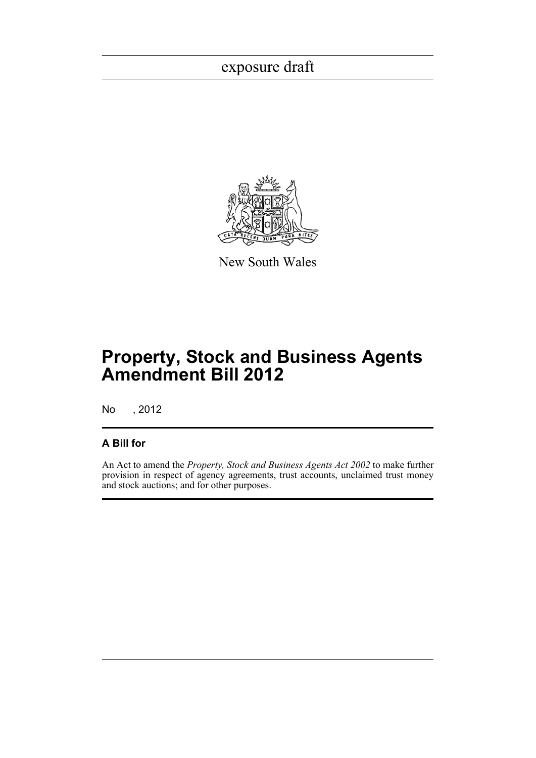exposure draft

New South Wales

# Property, Stock and Business Agents Amendment Bill 2012

No , 2012

## A Bill for

An Act to amend the *Property, Stock and Business Agents Act 2002* to make further provision in respect of agency agreements, trust accounts, unclaimed trust money and stock auctions; and for other purposes.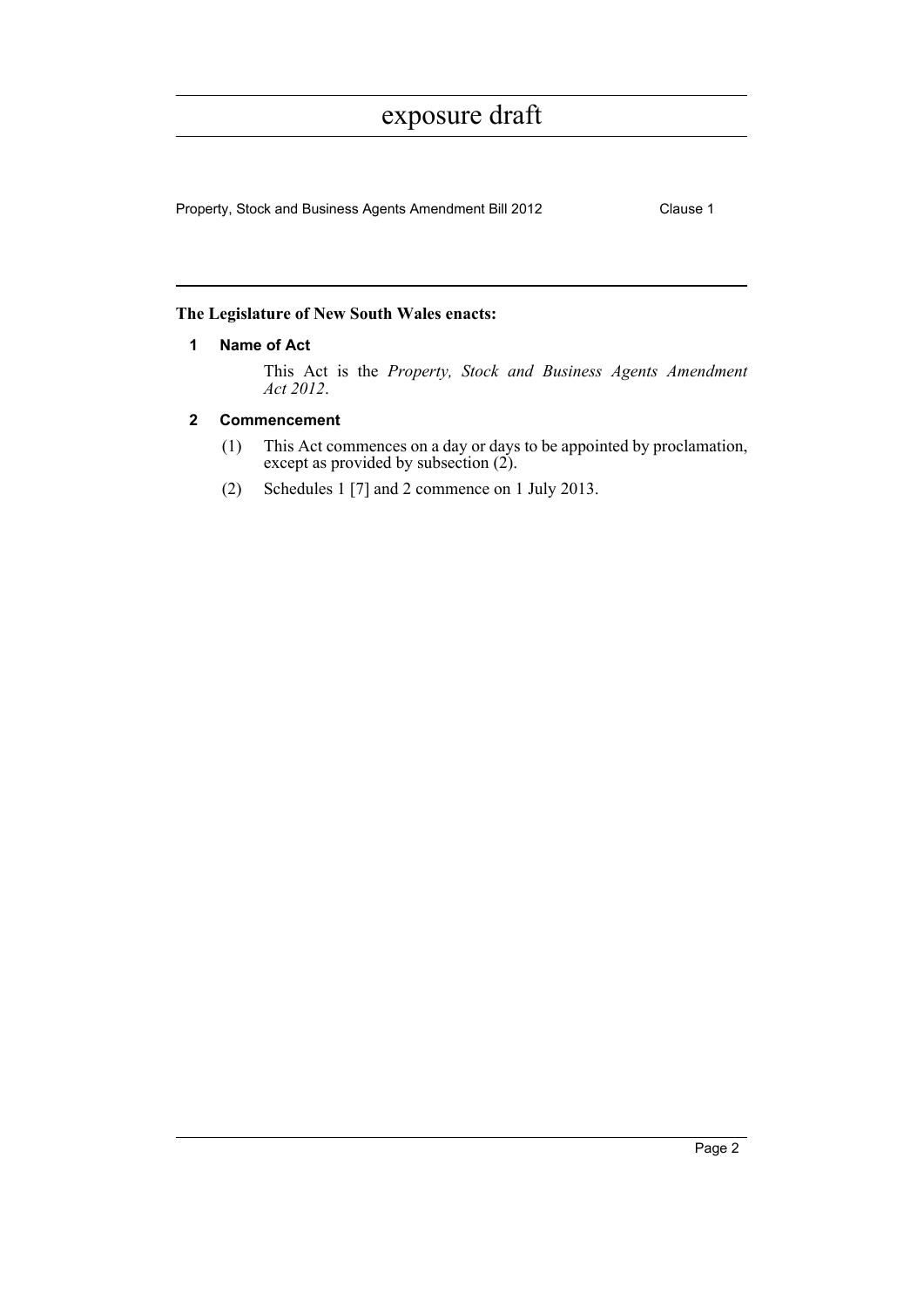**The Legislature of New South Wales enacts:**

## 1 Name of Act

This Act is the *Property, Stock and Business Agents Amendment Act 2012*.

## 2 Commencement

(1) This Act commences on a day or days to be appointed by proclamation, except as provided by subsection (2).

(2) Schedules 1 [7] and 2 commence on 1 July 2013.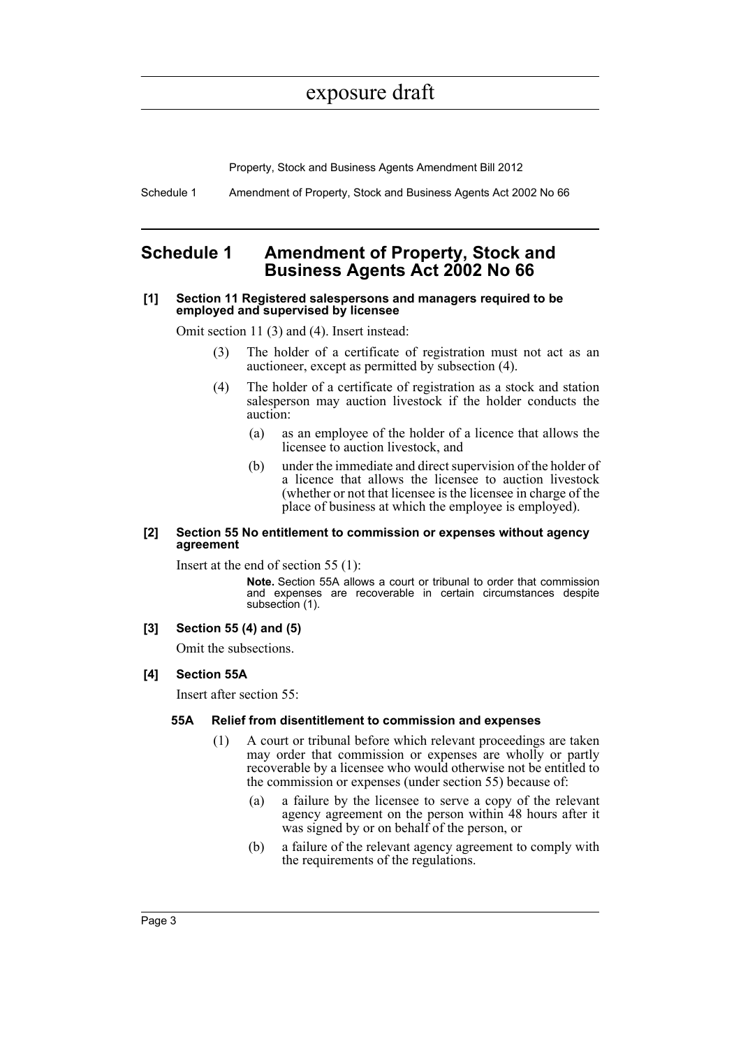# Schedule 1 Amendment of Property, Stock and Business Agents Act 2002 No 66

**[1] Section 11 Registered salespersons and managers required to be employed and supervised by licensee**

Omit section 11 (3) and (4). Insert instead:

(3) The holder of a certificate of registration must not act as an auctioneer, except as permitted by subsection (4).

(4) The holder of a certificate of registration as a stock and station salesperson may auction livestock if the holder conducts the auction:

(a) as an employee of the holder of a licence that allows the licensee to auction livestock, and

(b) under the immediate and direct supervision of the holder of a licence that allows the licensee to auction livestock (whether or not that licensee is the licensee in charge of the place of business at which the employee is employed).

**[2] Section 55 No entitlement to commission or expenses without agency agreement**

Insert at the end of section 55 (1):

**Note.** Section 55A allows a court or tribunal to order that commission and expenses are recoverable in certain circumstances despite subsection (1).

**[3] Section 55 (4) and (5)**

Omit the subsections.

**[4] Section 55A**

Insert after section 55:

**55A Relief from disentitlement to commission and expenses**

(1) A court or tribunal before which relevant proceedings are taken may order that commission or expenses are wholly or partly recoverable by a licensee who would otherwise not be entitled to the commission or expenses (under section 55) because of:

(a) a failure by the licensee to serve a copy of the relevant agency agreement on the person within 48 hours after it was signed by or on behalf of the person, or

(b) a failure of the relevant agency agreement to comply with the requirements of the regulations.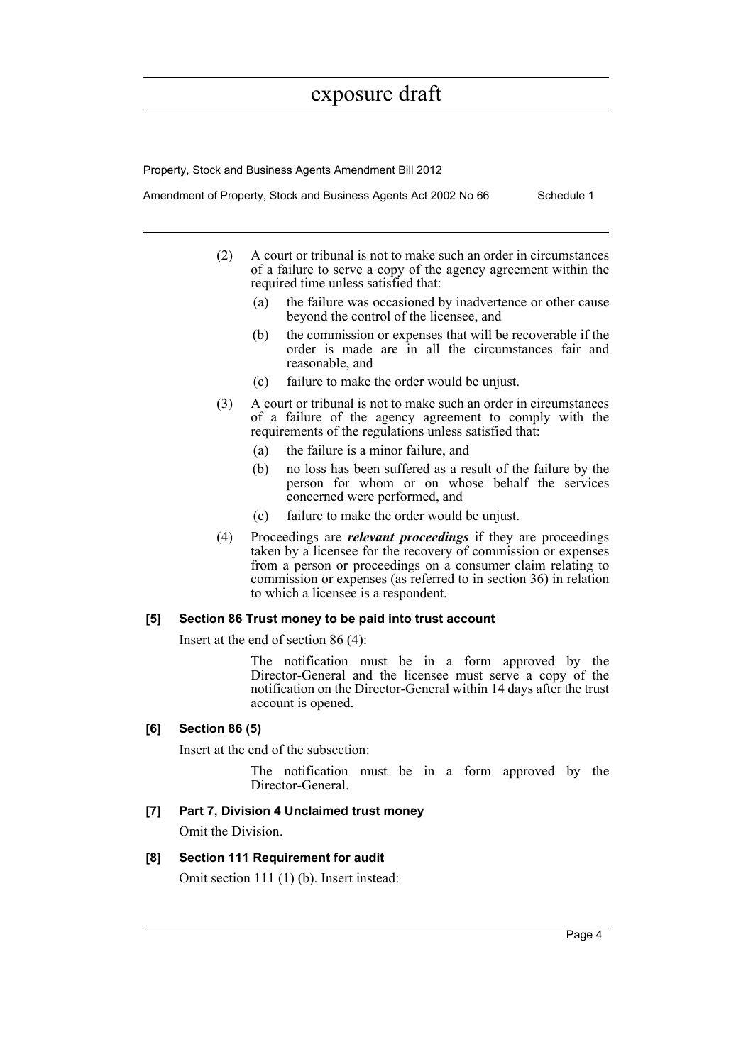(2) A court or tribunal is not to make such an order in circumstances of a failure to serve a copy of the agency agreement within the required time unless satisfied that:

  (a) the failure was occasioned by inadvertence or other cause beyond the control of the licensee, and

  (b) the commission or expenses that will be recoverable if the order is made are in all the circumstances fair and reasonable, and

  (c) failure to make the order would be unjust.

(3) A court or tribunal is not to make such an order in circumstances of a failure of the agency agreement to comply with the requirements of the regulations unless satisfied that:

  (a) the failure is a minor failure, and

  (b) no loss has been suffered as a result of the failure by the person for whom or on whose behalf the services concerned were performed, and

  (c) failure to make the order would be unjust.

(4) Proceedings are ***relevant proceedings*** if they are proceedings taken by a licensee for the recovery of commission or expenses from a person or proceedings on a consumer claim relating to commission or expenses (as referred to in section 36) in relation to which a licensee is a respondent.

**[5] Section 86 Trust money to be paid into trust account**

Insert at the end of section 86 (4):

> The notification must be in a form approved by the Director-General and the licensee must serve a copy of the notification on the Director-General within 14 days after the trust account is opened.

**[6] Section 86 (5)**

Insert at the end of the subsection:

> The notification must be in a form approved by the Director-General.

**[7] Part 7, Division 4 Unclaimed trust money**

Omit the Division.

**[8] Section 111 Requirement for audit**

Omit section 111 (1) (b). Insert instead: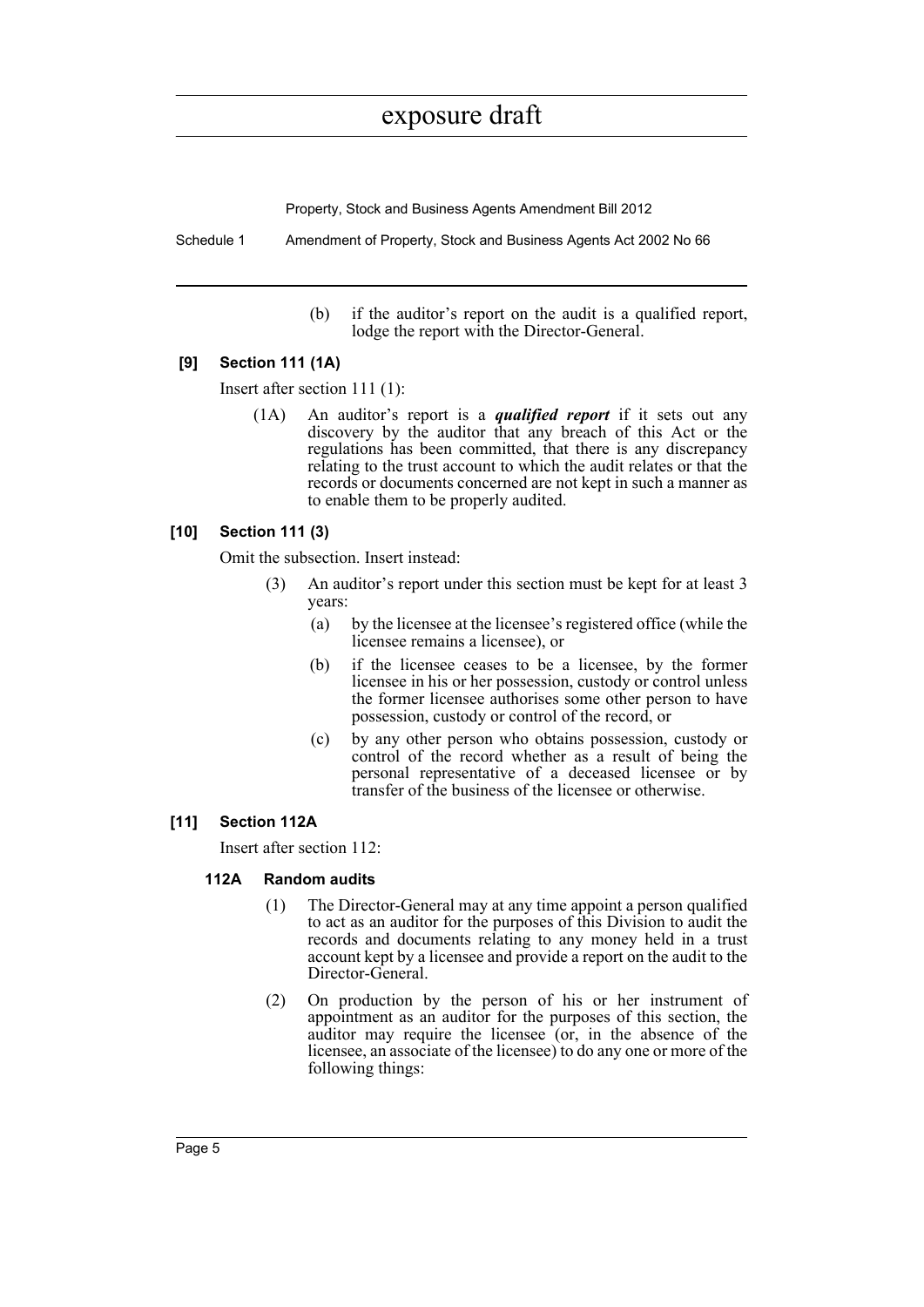(b) if the auditor's report on the audit is a qualified report, lodge the report with the Director-General.

**[9] Section 111 (1A)**

Insert after section 111 (1):

(1A) An auditor's report is a ***qualified report*** if it sets out any discovery by the auditor that any breach of this Act or the regulations has been committed, that there is any discrepancy relating to the trust account to which the audit relates or that the records or documents concerned are not kept in such a manner as to enable them to be properly audited.

**[10] Section 111 (3)**

Omit the subsection. Insert instead:

(3) An auditor's report under this section must be kept for at least 3 years:

(a) by the licensee at the licensee's registered office (while the licensee remains a licensee), or

(b) if the licensee ceases to be a licensee, by the former licensee in his or her possession, custody or control unless the former licensee authorises some other person to have possession, custody or control of the record, or

(c) by any other person who obtains possession, custody or control of the record whether as a result of being the personal representative of a deceased licensee or by transfer of the business of the licensee or otherwise.

**[11] Section 112A**

Insert after section 112:

**112A Random audits**

(1) The Director-General may at any time appoint a person qualified to act as an auditor for the purposes of this Division to audit the records and documents relating to any money held in a trust account kept by a licensee and provide a report on the audit to the Director-General.

(2) On production by the person of his or her instrument of appointment as an auditor for the purposes of this section, the auditor may require the licensee (or, in the absence of the licensee, an associate of the licensee) to do any one or more of the following things: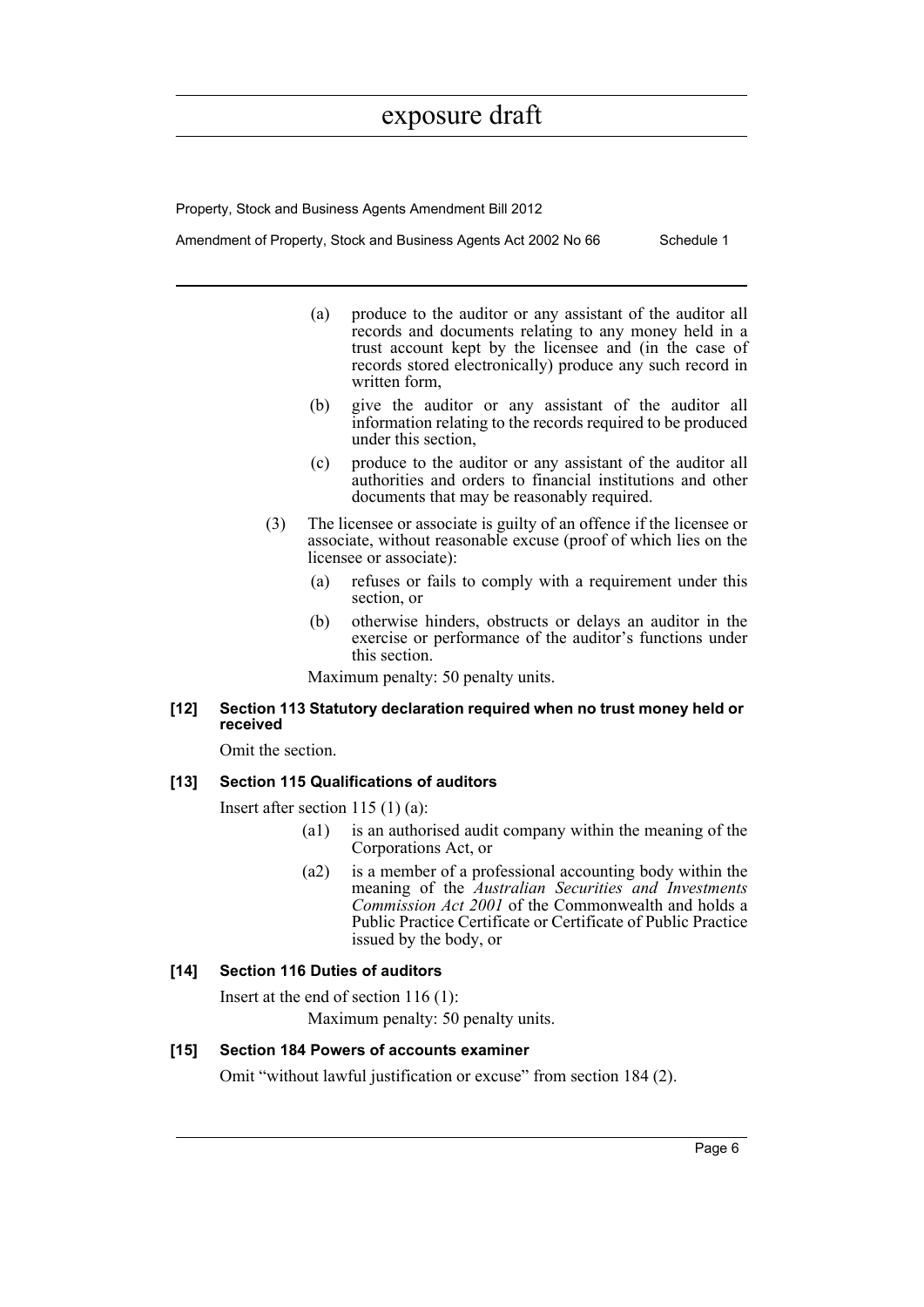(a) produce to the auditor or any assistant of the auditor all records and documents relating to any money held in a trust account kept by the licensee and (in the case of records stored electronically) produce any such record in written form,

(b) give the auditor or any assistant of the auditor all information relating to the records required to be produced under this section,

(c) produce to the auditor or any assistant of the auditor all authorities and orders to financial institutions and other documents that may be reasonably required.

(3) The licensee or associate is guilty of an offence if the licensee or associate, without reasonable excuse (proof of which lies on the licensee or associate):

(a) refuses or fails to comply with a requirement under this section, or

(b) otherwise hinders, obstructs or delays an auditor in the exercise or performance of the auditor's functions under this section.

Maximum penalty: 50 penalty units.

**[12] Section 113 Statutory declaration required when no trust money held or received**

Omit the section.

**[13] Section 115 Qualifications of auditors**

Insert after section 115 (1) (a):

(a1) is an authorised audit company within the meaning of the Corporations Act, or

(a2) is a member of a professional accounting body within the meaning of the *Australian Securities and Investments Commission Act 2001* of the Commonwealth and holds a Public Practice Certificate or Certificate of Public Practice issued by the body, or

**[14] Section 116 Duties of auditors**

Insert at the end of section 116 (1):

Maximum penalty: 50 penalty units.

**[15] Section 184 Powers of accounts examiner**

Omit "without lawful justification or excuse" from section 184 (2).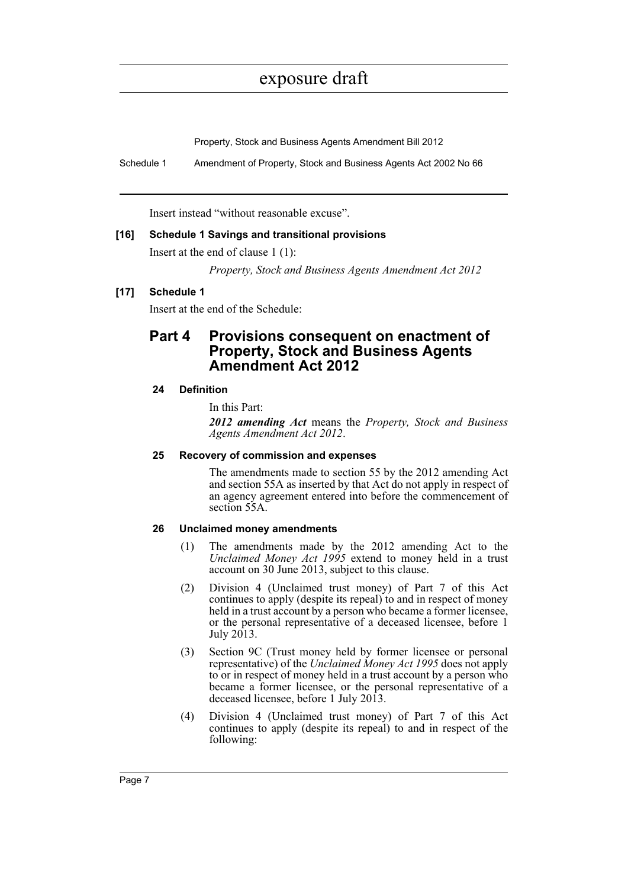Insert instead "without reasonable excuse".

**[16] Schedule 1 Savings and transitional provisions**

Insert at the end of clause 1 (1):

*Property, Stock and Business Agents Amendment Act 2012*

**[17] Schedule 1**

Insert at the end of the Schedule:

## Part 4 Provisions consequent on enactment of Property, Stock and Business Agents Amendment Act 2012

**24 Definition**

In this Part:

***2012 amending Act*** means the *Property, Stock and Business Agents Amendment Act 2012*.

**25 Recovery of commission and expenses**

The amendments made to section 55 by the 2012 amending Act and section 55A as inserted by that Act do not apply in respect of an agency agreement entered into before the commencement of section 55A.

**26 Unclaimed money amendments**

(1) The amendments made by the 2012 amending Act to the *Unclaimed Money Act 1995* extend to money held in a trust account on 30 June 2013, subject to this clause.

(2) Division 4 (Unclaimed trust money) of Part 7 of this Act continues to apply (despite its repeal) to and in respect of money held in a trust account by a person who became a former licensee, or the personal representative of a deceased licensee, before 1 July 2013.

(3) Section 9C (Trust money held by former licensee or personal representative) of the *Unclaimed Money Act 1995* does not apply to or in respect of money held in a trust account by a person who became a former licensee, or the personal representative of a deceased licensee, before 1 July 2013.

(4) Division 4 (Unclaimed trust money) of Part 7 of this Act continues to apply (despite its repeal) to and in respect of the following: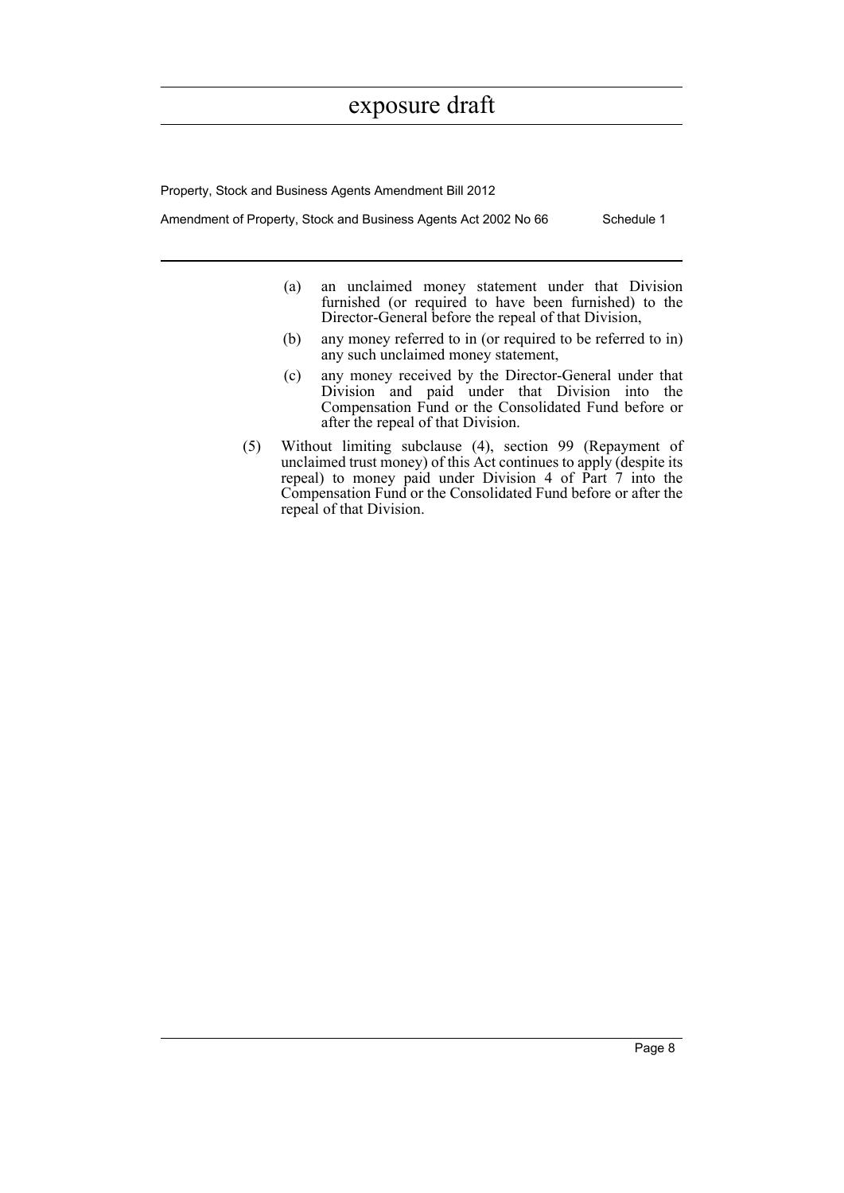(a) an unclaimed money statement under that Division furnished (or required to have been furnished) to the Director-General before the repeal of that Division,

(b) any money referred to in (or required to be referred to in) any such unclaimed money statement,

(c) any money received by the Director-General under that Division and paid under that Division into the Compensation Fund or the Consolidated Fund before or after the repeal of that Division.

(5) Without limiting subclause (4), section 99 (Repayment of unclaimed trust money) of this Act continues to apply (despite its repeal) to money paid under Division 4 of Part 7 into the Compensation Fund or the Consolidated Fund before or after the repeal of that Division.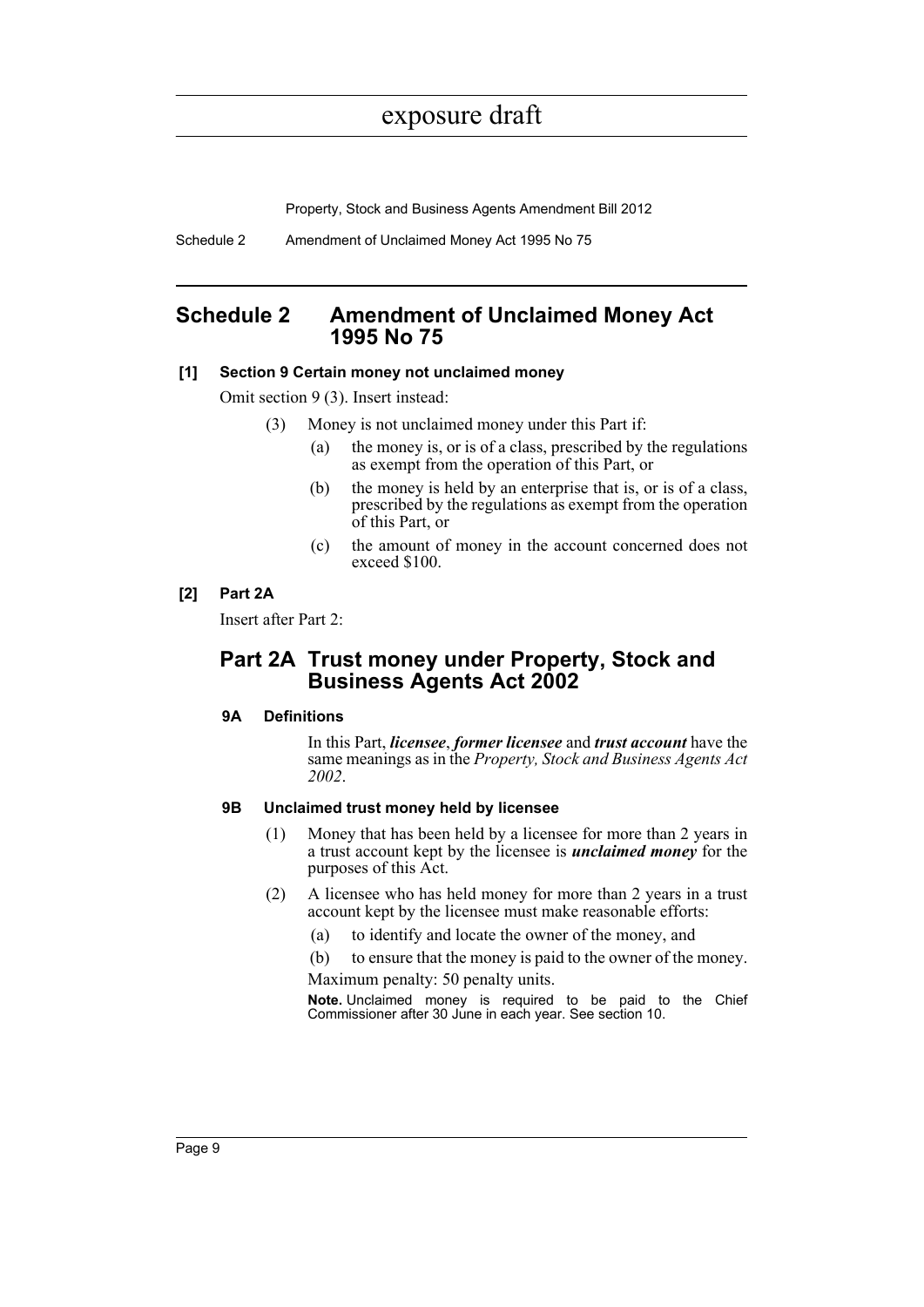# Schedule 2 Amendment of Unclaimed Money Act 1995 No 75

**[1] Section 9 Certain money not unclaimed money**

Omit section 9 (3). Insert instead:

(3) Money is not unclaimed money under this Part if:

(a) the money is, or is of a class, prescribed by the regulations as exempt from the operation of this Part, or

(b) the money is held by an enterprise that is, or is of a class, prescribed by the regulations as exempt from the operation of this Part, or

(c) the amount of money in the account concerned does not exceed $100.

**[2] Part 2A**

Insert after Part 2:

## Part 2A Trust money under Property, Stock and Business Agents Act 2002

**9A Definitions**

In this Part, ***licensee***, ***former licensee*** and ***trust account*** have the same meanings as in the *Property, Stock and Business Agents Act 2002*.

**9B Unclaimed trust money held by licensee**

(1) Money that has been held by a licensee for more than 2 years in a trust account kept by the licensee is ***unclaimed money*** for the purposes of this Act.

(2) A licensee who has held money for more than 2 years in a trust account kept by the licensee must make reasonable efforts:

(a) to identify and locate the owner of the money, and

(b) to ensure that the money is paid to the owner of the money.

Maximum penalty: 50 penalty units.

**Note.** Unclaimed money is required to be paid to the Chief Commissioner after 30 June in each year. See section 10.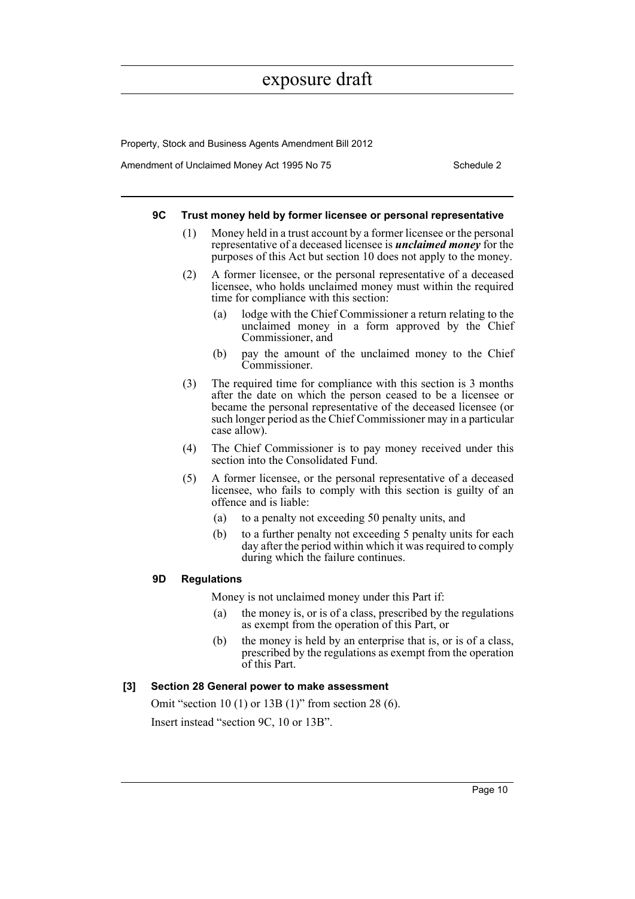#### 9C Trust money held by former licensee or personal representative

(1) Money held in a trust account by a former licensee or the personal representative of a deceased licensee is ***unclaimed money*** for the purposes of this Act but section 10 does not apply to the money.

(2) A former licensee, or the personal representative of a deceased licensee, who holds unclaimed money must within the required time for compliance with this section:

- (a) lodge with the Chief Commissioner a return relating to the unclaimed money in a form approved by the Chief Commissioner, and
- (b) pay the amount of the unclaimed money to the Chief Commissioner.

(3) The required time for compliance with this section is 3 months after the date on which the person ceased to be a licensee or became the personal representative of the deceased licensee (or such longer period as the Chief Commissioner may in a particular case allow).

(4) The Chief Commissioner is to pay money received under this section into the Consolidated Fund.

(5) A former licensee, or the personal representative of a deceased licensee, who fails to comply with this section is guilty of an offence and is liable:

- (a) to a penalty not exceeding 50 penalty units, and
- (b) to a further penalty not exceeding 5 penalty units for each day after the period within which it was required to comply during which the failure continues.

#### 9D Regulations

Money is not unclaimed money under this Part if:

- (a) the money is, or is of a class, prescribed by the regulations as exempt from the operation of this Part, or
- (b) the money is held by an enterprise that is, or is of a class, prescribed by the regulations as exempt from the operation of this Part.

#### [3] Section 28 General power to make assessment

Omit "section 10 (1) or 13B (1)" from section 28 (6).

Insert instead "section 9C, 10 or 13B".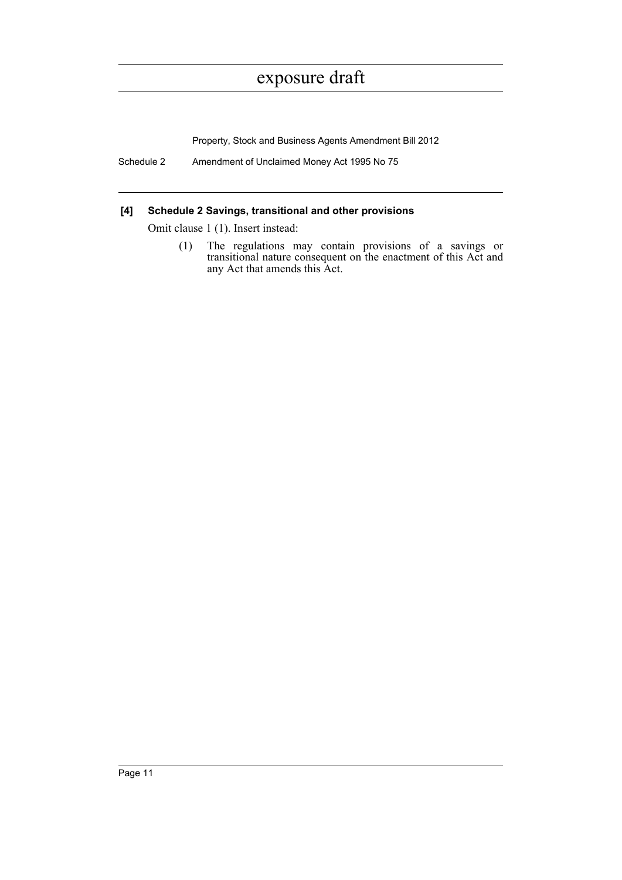**[4] Schedule 2 Savings, transitional and other provisions**

Omit clause 1 (1). Insert instead:

(1) The regulations may contain provisions of a savings or transitional nature consequent on the enactment of this Act and any Act that amends this Act.